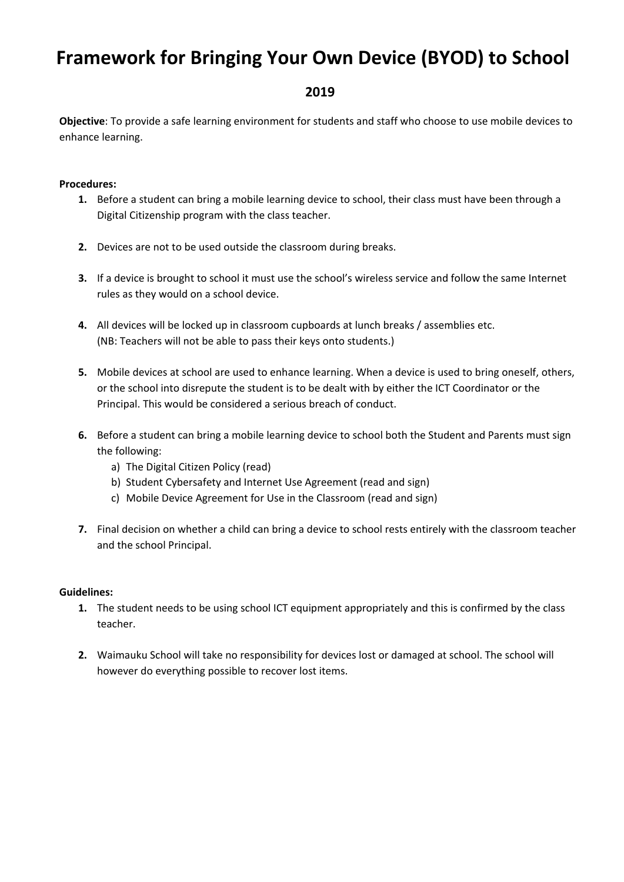# Framework for Bringing Your Own Device (BYOD) to School

## 2019

**Objective**: To provide a safe learning environment for students and staff who choose to use mobile devices to enhance learning.

**Procedures:**

1. Before a student can bring a mobile learning device to school, their class must have been through a Digital Citizenship program with the class teacher.

2. Devices are not to be used outside the classroom during breaks.

3. If a device is brought to school it must use the school's wireless service and follow the same Internet rules as they would on a school device.

4. All devices will be locked up in classroom cupboards at lunch breaks / assemblies etc. (NB: Teachers will not be able to pass their keys onto students.)

5. Mobile devices at school are used to enhance learning. When a device is used to bring oneself, others, or the school into disrepute the student is to be dealt with by either the ICT Coordinator or the Principal. This would be considered a serious breach of conduct.

6. Before a student can bring a mobile learning device to school both the Student and Parents must sign the following:
   a) The Digital Citizen Policy (read)
   b) Student Cybersafety and Internet Use Agreement (read and sign)
   c) Mobile Device Agreement for Use in the Classroom (read and sign)

7. Final decision on whether a child can bring a device to school rests entirely with the classroom teacher and the school Principal.

**Guidelines:**

1. The student needs to be using school ICT equipment appropriately and this is confirmed by the class teacher.

2. Waimauku School will take no responsibility for devices lost or damaged at school. The school will however do everything possible to recover lost items.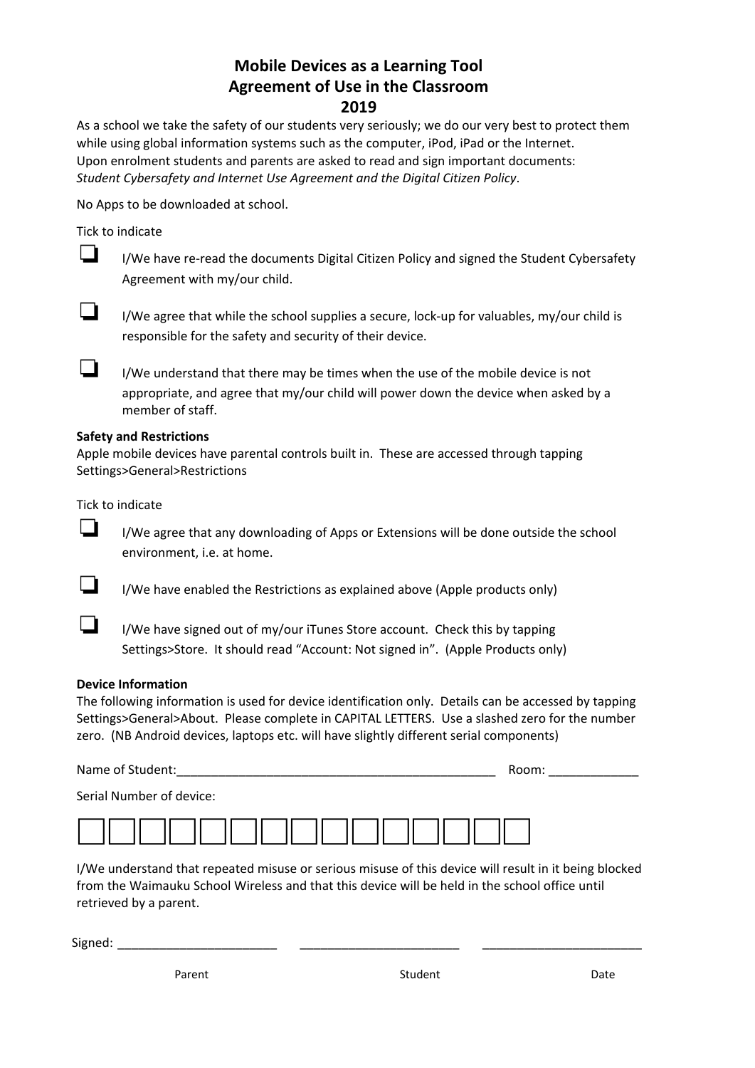# Mobile Devices as a Learning Tool
# Agreement of Use in the Classroom
# 2019

As a school we take the safety of our students very seriously; we do our very best to protect them while using global information systems such as the computer, iPod, iPad or the Internet.
Upon enrolment students and parents are asked to read and sign important documents: *Student Cybersafety and Internet Use Agreement and the Digital Citizen Policy*.

No Apps to be downloaded at school.

Tick to indicate

- ❑ I/We have re-read the documents Digital Citizen Policy and signed the Student Cybersafety Agreement with my/our child.
- ❑ I/We agree that while the school supplies a secure, lock-up for valuables, my/our child is responsible for the safety and security of their device.
- ❑ I/We understand that there may be times when the use of the mobile device is not appropriate, and agree that my/our child will power down the device when asked by a member of staff.

**Safety and Restrictions**
Apple mobile devices have parental controls built in. These are accessed through tapping Settings>General>Restrictions

Tick to indicate

- ❑ I/We agree that any downloading of Apps or Extensions will be done outside the school environment, i.e. at home.
- ❑ I/We have enabled the Restrictions as explained above (Apple products only)
- ❑ I/We have signed out of my/our iTunes Store account. Check this by tapping Settings>Store. It should read "Account: Not signed in". (Apple Products only)

**Device Information**
The following information is used for device identification only. Details can be accessed by tapping Settings>General>About. Please complete in CAPITAL LETTERS. Use a slashed zero for the number zero. (NB Android devices, laptops etc. will have slightly different serial components)

Name of Student:_______________________________________________ Room: _____________

Serial Number of device:

| | | | | | | | | | | | | | | |
|---|---|---|---|---|---|---|---|---|---|---|---|---|---|---|
| | | | | | | | | | | | | | | |

I/We understand that repeated misuse or serious misuse of this device will result in it being blocked from the Waimauku School Wireless and that this device will be held in the school office until retrieved by a parent.

Signed: _______________________ _______________________ _______________________

Parent Student Date